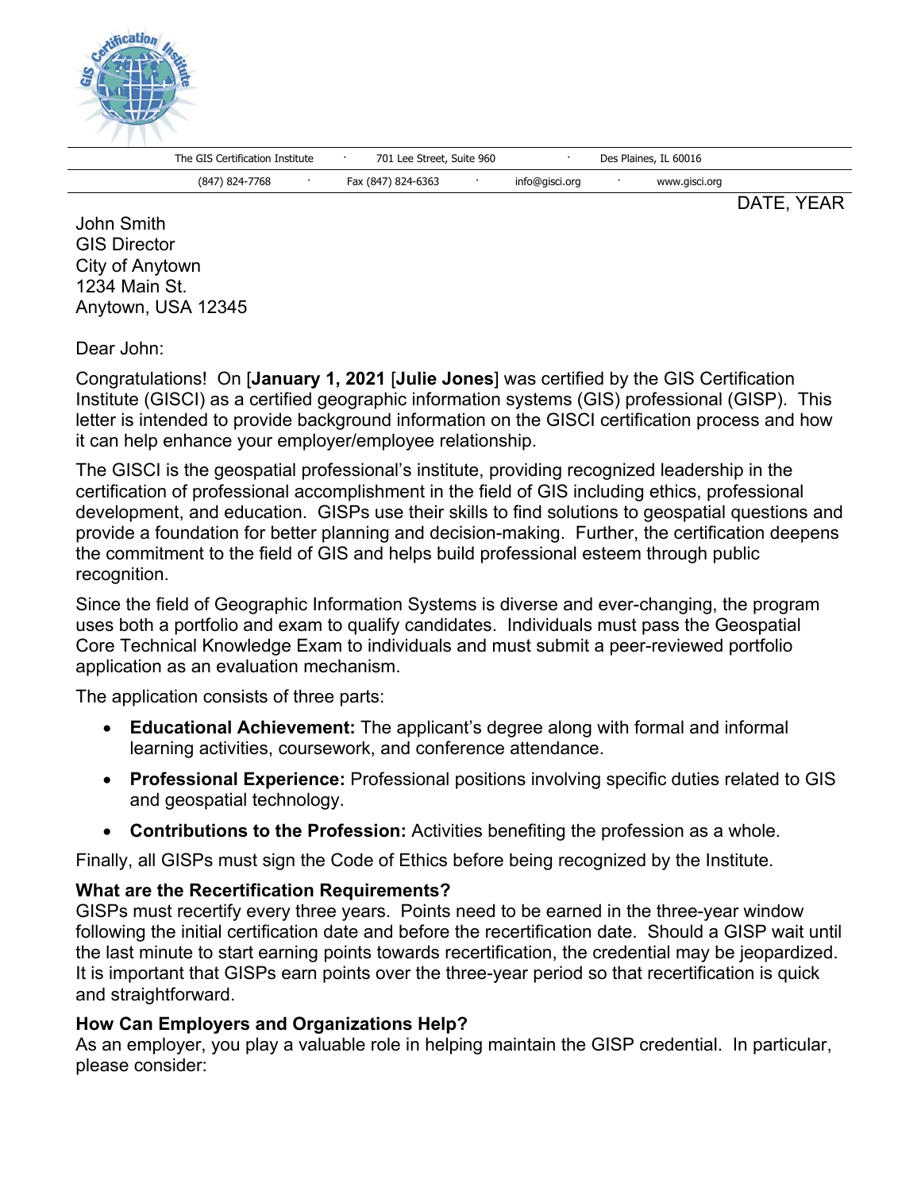The GIS Certification Institute · 701 Lee Street, Suite 960 · Des Plaines, IL 60016

(847) 824-7768 · Fax (847) 824-6363 · info@gisci.org · www.gisci.org

DATE, YEAR

John Smith
GIS Director
City of Anytown
1234 Main St.
Anytown, USA 12345

Dear John:

Congratulations! On [**January 1, 2021** [**Julie Jones**] was certified by the GIS Certification Institute (GISCI) as a certified geographic information systems (GIS) professional (GISP). This letter is intended to provide background information on the GISCI certification process and how it can help enhance your employer/employee relationship.

The GISCI is the geospatial professional's institute, providing recognized leadership in the certification of professional accomplishment in the field of GIS including ethics, professional development, and education. GISPs use their skills to find solutions to geospatial questions and provide a foundation for better planning and decision-making. Further, the certification deepens the commitment to the field of GIS and helps build professional esteem through public recognition.

Since the field of Geographic Information Systems is diverse and ever-changing, the program uses both a portfolio and exam to qualify candidates. Individuals must pass the Geospatial Core Technical Knowledge Exam to individuals and must submit a peer-reviewed portfolio application as an evaluation mechanism.

The application consists of three parts:

- **Educational Achievement:** The applicant's degree along with formal and informal learning activities, coursework, and conference attendance.
- **Professional Experience:** Professional positions involving specific duties related to GIS and geospatial technology.
- **Contributions to the Profession:** Activities benefiting the profession as a whole.

Finally, all GISPs must sign the Code of Ethics before being recognized by the Institute.

**What are the Recertification Requirements?**

GISPs must recertify every three years. Points need to be earned in the three-year window following the initial certification date and before the recertification date. Should a GISP wait until the last minute to start earning points towards recertification, the credential may be jeopardized. It is important that GISPs earn points over the three-year period so that recertification is quick and straightforward.

**How Can Employers and Organizations Help?**

As an employer, you play a valuable role in helping maintain the GISP credential. In particular, please consider: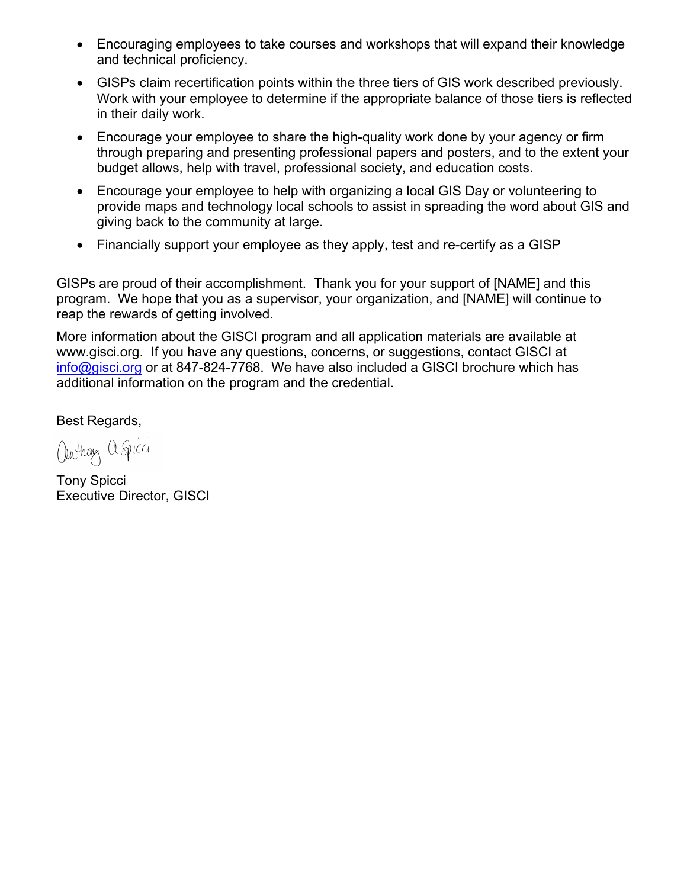- Encouraging employees to take courses and workshops that will expand their knowledge and technical proficiency.
- GISPs claim recertification points within the three tiers of GIS work described previously. Work with your employee to determine if the appropriate balance of those tiers is reflected in their daily work.
- Encourage your employee to share the high-quality work done by your agency or firm through preparing and presenting professional papers and posters, and to the extent your budget allows, help with travel, professional society, and education costs.
- Encourage your employee to help with organizing a local GIS Day or volunteering to provide maps and technology local schools to assist in spreading the word about GIS and giving back to the community at large.
- Financially support your employee as they apply, test and re-certify as a GISP

GISPs are proud of their accomplishment. Thank you for your support of [NAME] and this program. We hope that you as a supervisor, your organization, and [NAME] will continue to reap the rewards of getting involved.

More information about the GISCI program and all application materials are available at www.gisci.org. If you have any questions, concerns, or suggestions, contact GISCI at info@gisci.org or at 847-824-7768. We have also included a GISCI brochure which has additional information on the program and the credential.

Best Regards,

Anthony A Spicci

Tony Spicci
Executive Director, GISCI